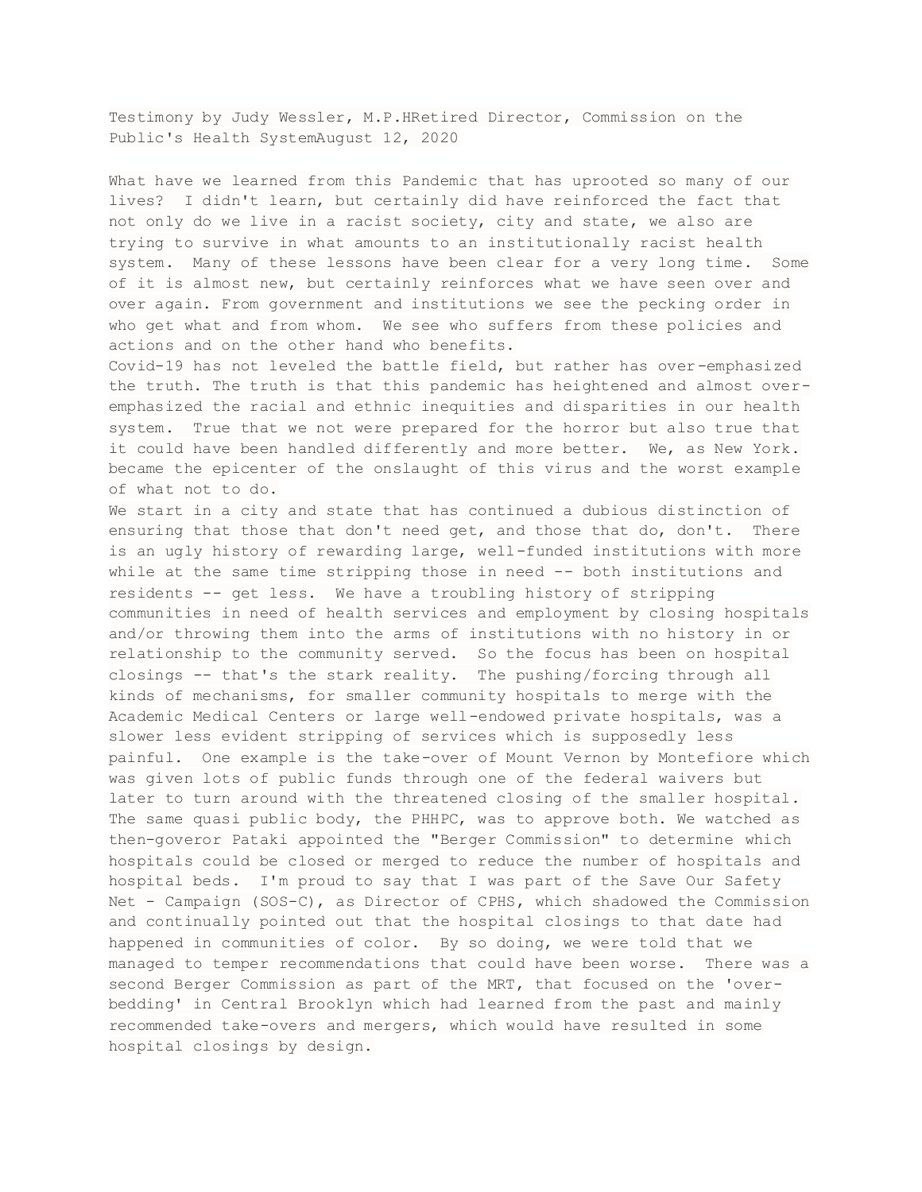Testimony by Judy Wessler, M.P.HRetired Director, Commission on the Public's Health SystemAugust 12, 2020

What have we learned from this Pandemic that has uprooted so many of our lives? I didn't learn, but certainly did have reinforced the fact that not only do we live in a racist society, city and state, we also are trying to survive in what amounts to an institutionally racist health system. Many of these lessons have been clear for a very long time. Some of it is almost new, but certainly reinforces what we have seen over and over again. From government and institutions we see the pecking order in who get what and from whom. We see who suffers from these policies and actions and on the other hand who benefits.
Covid-19 has not leveled the battle field, but rather has over-emphasized the truth. The truth is that this pandemic has heightened and almost over-emphasized the racial and ethnic inequities and disparities in our health system. True that we not were prepared for the horror but also true that it could have been handled differently and more better. We, as New York. became the epicenter of the onslaught of this virus and the worst example of what not to do.
We start in a city and state that has continued a dubious distinction of ensuring that those that don't need get, and those that do, don't. There is an ugly history of rewarding large, well-funded institutions with more while at the same time stripping those in need -- both institutions and residents -- get less. We have a troubling history of stripping communities in need of health services and employment by closing hospitals and/or throwing them into the arms of institutions with no history in or relationship to the community served. So the focus has been on hospital closings -- that's the stark reality. The pushing/forcing through all kinds of mechanisms, for smaller community hospitals to merge with the Academic Medical Centers or large well-endowed private hospitals, was a slower less evident stripping of services which is supposedly less painful. One example is the take-over of Mount Vernon by Montefiore which was given lots of public funds through one of the federal waivers but later to turn around with the threatened closing of the smaller hospital. The same quasi public body, the PHHPC, was to approve both. We watched as then-goveror Pataki appointed the "Berger Commission" to determine which hospitals could be closed or merged to reduce the number of hospitals and hospital beds. I'm proud to say that I was part of the Save Our Safety Net - Campaign (SOS-C), as Director of CPHS, which shadowed the Commission and continually pointed out that the hospital closings to that date had happened in communities of color. By so doing, we were told that we managed to temper recommendations that could have been worse. There was a second Berger Commission as part of the MRT, that focused on the 'over-bedding' in Central Brooklyn which had learned from the past and mainly recommended take-overs and mergers, which would have resulted in some hospital closings by design.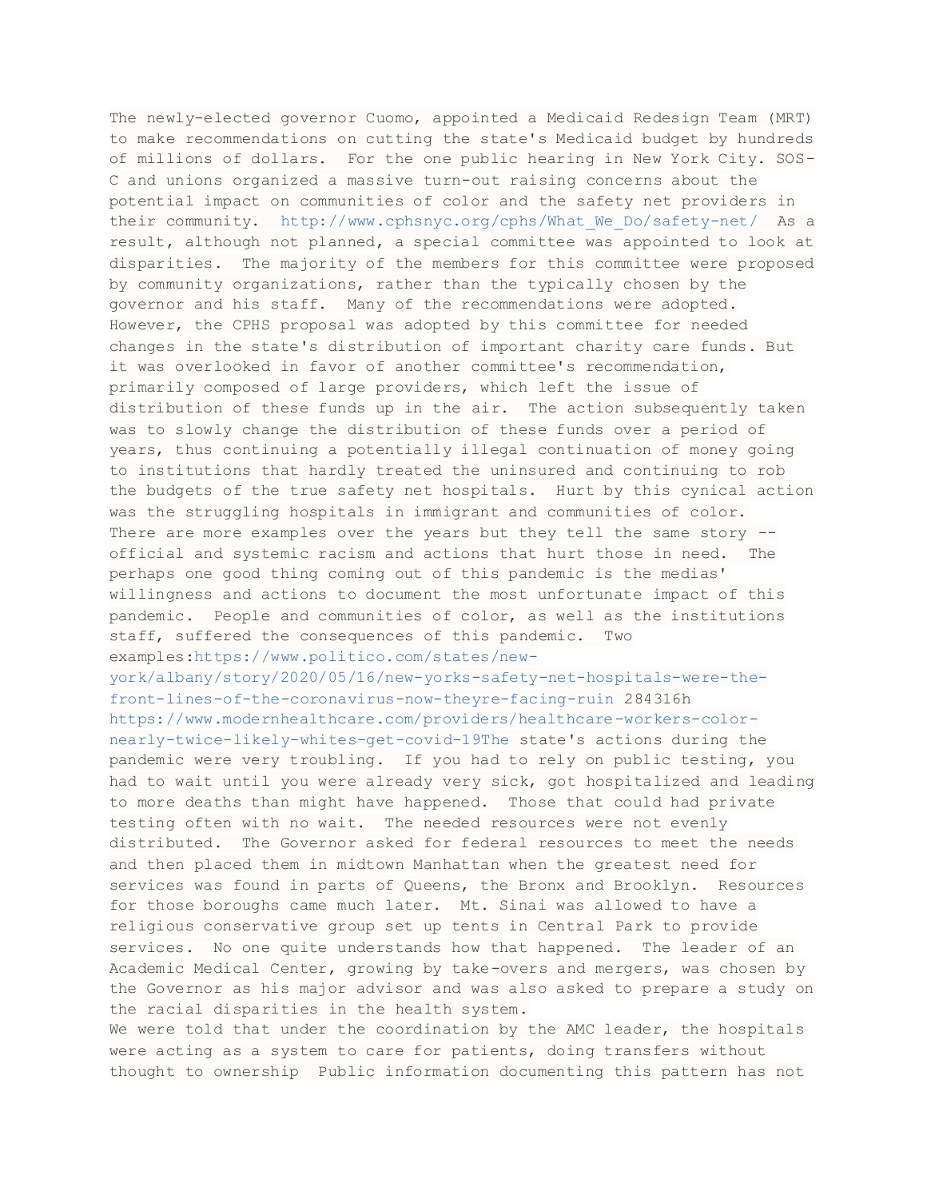The newly-elected governor Cuomo, appointed a Medicaid Redesign Team (MRT) to make recommendations on cutting the state's Medicaid budget by hundreds of millions of dollars. For the one public hearing in New York City. SOS-C and unions organized a massive turn-out raising concerns about the potential impact on communities of color and the safety net providers in their community. http://www.cphsnyc.org/cphs/What_We_Do/safety-net/ As a result, although not planned, a special committee was appointed to look at disparities. The majority of the members for this committee were proposed by community organizations, rather than the typically chosen by the governor and his staff. Many of the recommendations were adopted. However, the CPHS proposal was adopted by this committee for needed changes in the state's distribution of important charity care funds. But it was overlooked in favor of another committee's recommendation, primarily composed of large providers, which left the issue of distribution of these funds up in the air. The action subsequently taken was to slowly change the distribution of these funds over a period of years, thus continuing a potentially illegal continuation of money going to institutions that hardly treated the uninsured and continuing to rob the budgets of the true safety net hospitals. Hurt by this cynical action was the struggling hospitals in immigrant and communities of color. There are more examples over the years but they tell the same story -- official and systemic racism and actions that hurt those in need. The perhaps one good thing coming out of this pandemic is the medias' willingness and actions to document the most unfortunate impact of this pandemic. People and communities of color, as well as the institutions staff, suffered the consequences of this pandemic. Two examples:https://www.politico.com/states/new-york/albany/story/2020/05/16/new-yorks-safety-net-hospitals-were-the-front-lines-of-the-coronavirus-now-theyre-facing-ruin 284316h https://www.modernhealthcare.com/providers/healthcare-workers-color-nearly-twice-likely-whites-get-covid-19The state's actions during the pandemic were very troubling. If you had to rely on public testing, you had to wait until you were already very sick, got hospitalized and leading to more deaths than might have happened. Those that could had private testing often with no wait. The needed resources were not evenly distributed. The Governor asked for federal resources to meet the needs and then placed them in midtown Manhattan when the greatest need for services was found in parts of Queens, the Bronx and Brooklyn. Resources for those boroughs came much later. Mt. Sinai was allowed to have a religious conservative group set up tents in Central Park to provide services. No one quite understands how that happened. The leader of an Academic Medical Center, growing by take-overs and mergers, was chosen by the Governor as his major advisor and was also asked to prepare a study on the racial disparities in the health system.

We were told that under the coordination by the AMC leader, the hospitals were acting as a system to care for patients, doing transfers without thought to ownership Public information documenting this pattern has not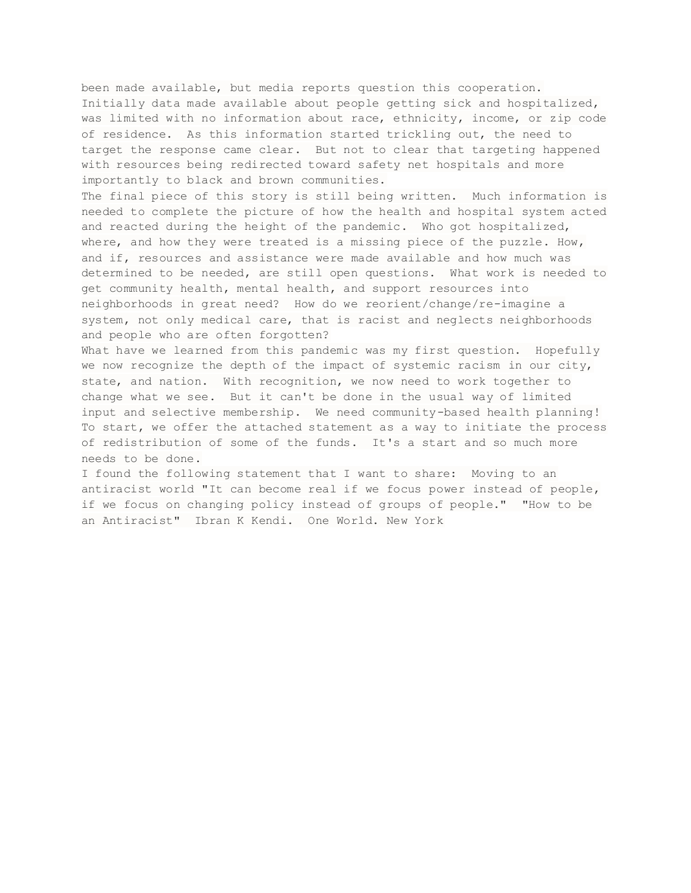been made available, but media reports question this cooperation. Initially data made available about people getting sick and hospitalized, was limited with no information about race, ethnicity, income, or zip code of residence. As this information started trickling out, the need to target the response came clear. But not to clear that targeting happened with resources being redirected toward safety net hospitals and more importantly to black and brown communities.

The final piece of this story is still being written. Much information is needed to complete the picture of how the health and hospital system acted and reacted during the height of the pandemic. Who got hospitalized, where, and how they were treated is a missing piece of the puzzle. How, and if, resources and assistance were made available and how much was determined to be needed, are still open questions. What work is needed to get community health, mental health, and support resources into neighborhoods in great need? How do we reorient/change/re-imagine a system, not only medical care, that is racist and neglects neighborhoods and people who are often forgotten?

What have we learned from this pandemic was my first question. Hopefully we now recognize the depth of the impact of systemic racism in our city, state, and nation. With recognition, we now need to work together to change what we see. But it can't be done in the usual way of limited input and selective membership. We need community-based health planning! To start, we offer the attached statement as a way to initiate the process of redistribution of some of the funds. It's a start and so much more needs to be done.

I found the following statement that I want to share: Moving to an antiracist world "It can become real if we focus power instead of people, if we focus on changing policy instead of groups of people." "How to be an Antiracist" Ibran K Kendi. One World. New York